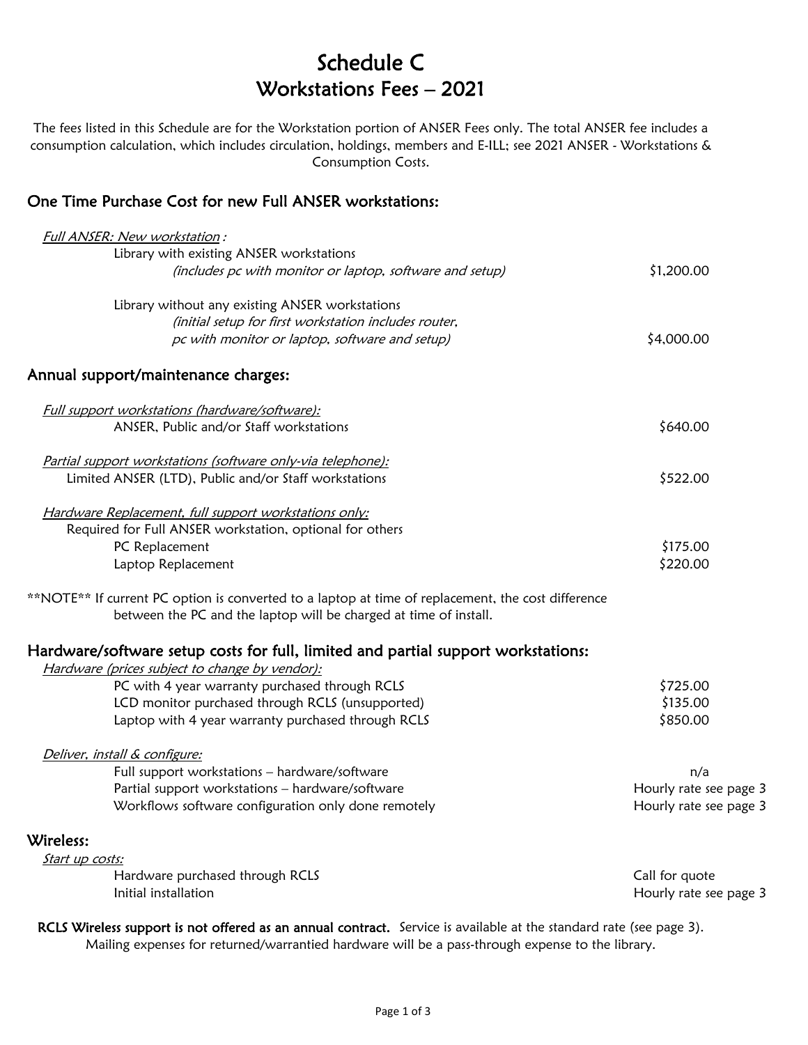# Schedule C
# Workstations Fees – 2021

The fees listed in this Schedule are for the Workstation portion of ANSER Fees only. The total ANSER fee includes a consumption calculation, which includes circulation, holdings, members and E-ILL; see 2021 ANSER - Workstations & Consumption Costs.

## One Time Purchase Cost for new Full ANSER workstations:

| | |
|---|---|
| *Full ANSER: New workstation :* | |
| Library with existing ANSER workstations *(includes pc with monitor or laptop, software and setup)* | $1,200.00 |
| Library without any existing ANSER workstations *(initial setup for first workstation includes router, pc with monitor or laptop, software and setup)* | $4,000.00 |

## Annual support/maintenance charges:

| | |
|---|---|
| *Full support workstations (hardware/software):* | |
| ANSER, Public and/or Staff workstations | $640.00 |
| *Partial support workstations (software only-via telephone):* | |
| Limited ANSER (LTD), Public and/or Staff workstations | $522.00 |
| *Hardware Replacement, full support workstations only:* | |
| Required for Full ANSER workstation, optional for others | |
| PC Replacement | $175.00 |
| Laptop Replacement | $220.00 |

**NOTE** If current PC option is converted to a laptop at time of replacement, the cost difference between the PC and the laptop will be charged at time of install.

## Hardware/software setup costs for full, limited and partial support workstations:

| | |
|---|---|
| *Hardware (prices subject to change by vendor):* | |
| PC with 4 year warranty purchased through RCLS | $725.00 |
| LCD monitor purchased through RCLS (unsupported) | $135.00 |
| Laptop with 4 year warranty purchased through RCLS | $850.00 |
| *Deliver, install & configure:* | |
| Full support workstations – hardware/software | n/a |
| Partial support workstations – hardware/software | Hourly rate see page 3 |
| Workflows software configuration only done remotely | Hourly rate see page 3 |

## Wireless:

| | |
|---|---|
| *Start up costs:* | |
| Hardware purchased through RCLS | Call for quote |
| Initial installation | Hourly rate see page 3 |

**RCLS Wireless support is not offered as an annual contract.** Service is available at the standard rate (see page 3). Mailing expenses for returned/warrantied hardware will be a pass-through expense to the library.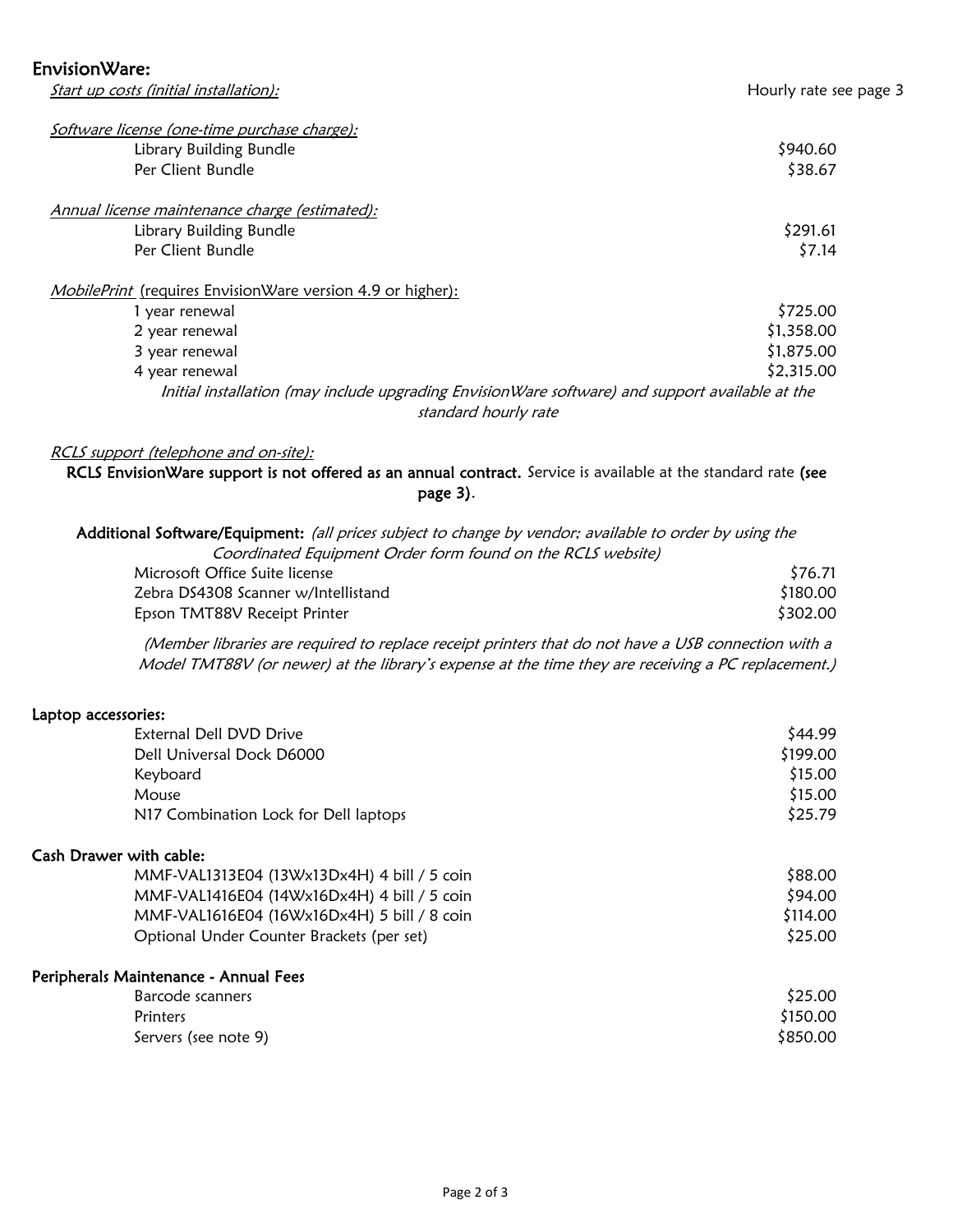## EnvisionWare:

| *Start up costs (initial installation):* | Hourly rate see page 3 |
|---|---|
| *Software license (one-time purchase charge):* | |
| Library Building Bundle | $940.60 |
| Per Client Bundle | $38.67 |
| *Annual license maintenance charge (estimated):* | |
| Library Building Bundle | $291.61 |
| Per Client Bundle | $7.14 |
| *MobilePrint* (requires EnvisionWare version 4.9 or higher): | |
| 1 year renewal | $725.00 |
| 2 year renewal | $1,358.00 |
| 3 year renewal | $1,875.00 |
| 4 year renewal | $2,315.00 |

*Initial installation (may include upgrading EnvisionWare software) and support available at the standard hourly rate*

*RCLS support (telephone and on-site):*

**RCLS EnvisionWare support is not offered as an annual contract.** Service is available at the standard rate **(see page 3)**.

**Additional Software/Equipment:** *(all prices subject to change by vendor; available to order by using the Coordinated Equipment Order form found on the RCLS website)*

| Item | Price |
|---|---|
| Microsoft Office Suite license | $76.71 |
| Zebra DS4308 Scanner w/Intellistand | $180.00 |
| Epson TMT88V Receipt Printer | $302.00 |

*(Member libraries are required to replace receipt printers that do not have a USB connection with a Model TMT88V (or newer) at the library's expense at the time they are receiving a PC replacement.)*

## Laptop accessories:

| Item | Price |
|---|---|
| External Dell DVD Drive | $44.99 |
| Dell Universal Dock D6000 | $199.00 |
| Keyboard | $15.00 |
| Mouse | $15.00 |
| N17 Combination Lock for Dell laptops | $25.79 |

## Cash Drawer with cable:

| Item | Price |
|---|---|
| MMF-VAL1313E04 (13Wx13Dx4H) 4 bill / 5 coin | $88.00 |
| MMF-VAL1416E04 (14Wx16Dx4H) 4 bill / 5 coin | $94.00 |
| MMF-VAL1616E04 (16Wx16Dx4H) 5 bill / 8 coin | $114.00 |
| Optional Under Counter Brackets (per set) | $25.00 |

## Peripherals Maintenance - Annual Fees

| Item | Price |
|---|---|
| Barcode scanners | $25.00 |
| Printers | $150.00 |
| Servers (see note 9) | $850.00 |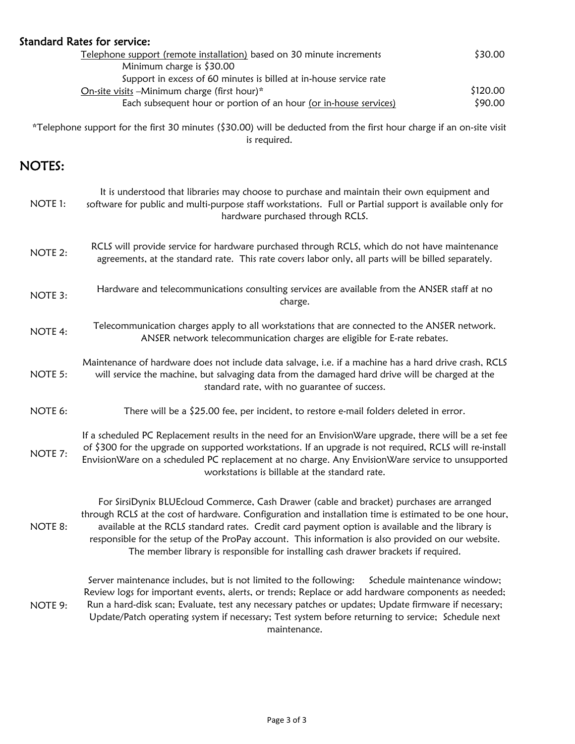## Standard Rates for service:

| | |
|---|---|
| Telephone support (remote installation) based on 30 minute increments | $30.00 |
| Minimum charge is $30.00 | |
| Support in excess of 60 minutes is billed at in-house service rate | |
| On-site visits –Minimum charge (first hour)* | $120.00 |
| Each subsequent hour or portion of an hour (or in-house services) | $90.00 |

*Telephone support for the first 30 minutes ($30.00) will be deducted from the first hour charge if an on-site visit is required.

## NOTES:

NOTE 1: It is understood that libraries may choose to purchase and maintain their own equipment and software for public and multi-purpose staff workstations. Full or Partial support is available only for hardware purchased through RCLS.

NOTE 2: RCLS will provide service for hardware purchased through RCLS, which do not have maintenance agreements, at the standard rate. This rate covers labor only, all parts will be billed separately.

NOTE 3: Hardware and telecommunications consulting services are available from the ANSER staff at no charge.

NOTE 4: Telecommunication charges apply to all workstations that are connected to the ANSER network. ANSER network telecommunication charges are eligible for E-rate rebates.

NOTE 5: Maintenance of hardware does not include data salvage, i.e. if a machine has a hard drive crash, RCLS will service the machine, but salvaging data from the damaged hard drive will be charged at the standard rate, with no guarantee of success.

NOTE 6: There will be a $25.00 fee, per incident, to restore e-mail folders deleted in error.

NOTE 7: If a scheduled PC Replacement results in the need for an EnvisionWare upgrade, there will be a set fee of $300 for the upgrade on supported workstations. If an upgrade is not required, RCLS will re-install EnvisionWare on a scheduled PC replacement at no charge. Any EnvisionWare service to unsupported workstations is billable at the standard rate.

NOTE 8: For SirsiDynix BLUEcloud Commerce, Cash Drawer (cable and bracket) purchases are arranged through RCLS at the cost of hardware. Configuration and installation time is estimated to be one hour, available at the RCLS standard rates. Credit card payment option is available and the library is responsible for the setup of the ProPay account. This information is also provided on our website. The member library is responsible for installing cash drawer brackets if required.

NOTE 9: Server maintenance includes, but is not limited to the following: Schedule maintenance window; Review logs for important events, alerts, or trends; Replace or add hardware components as needed; Run a hard-disk scan; Evaluate, test any necessary patches or updates; Update firmware if necessary; Update/Patch operating system if necessary; Test system before returning to service; Schedule next maintenance.